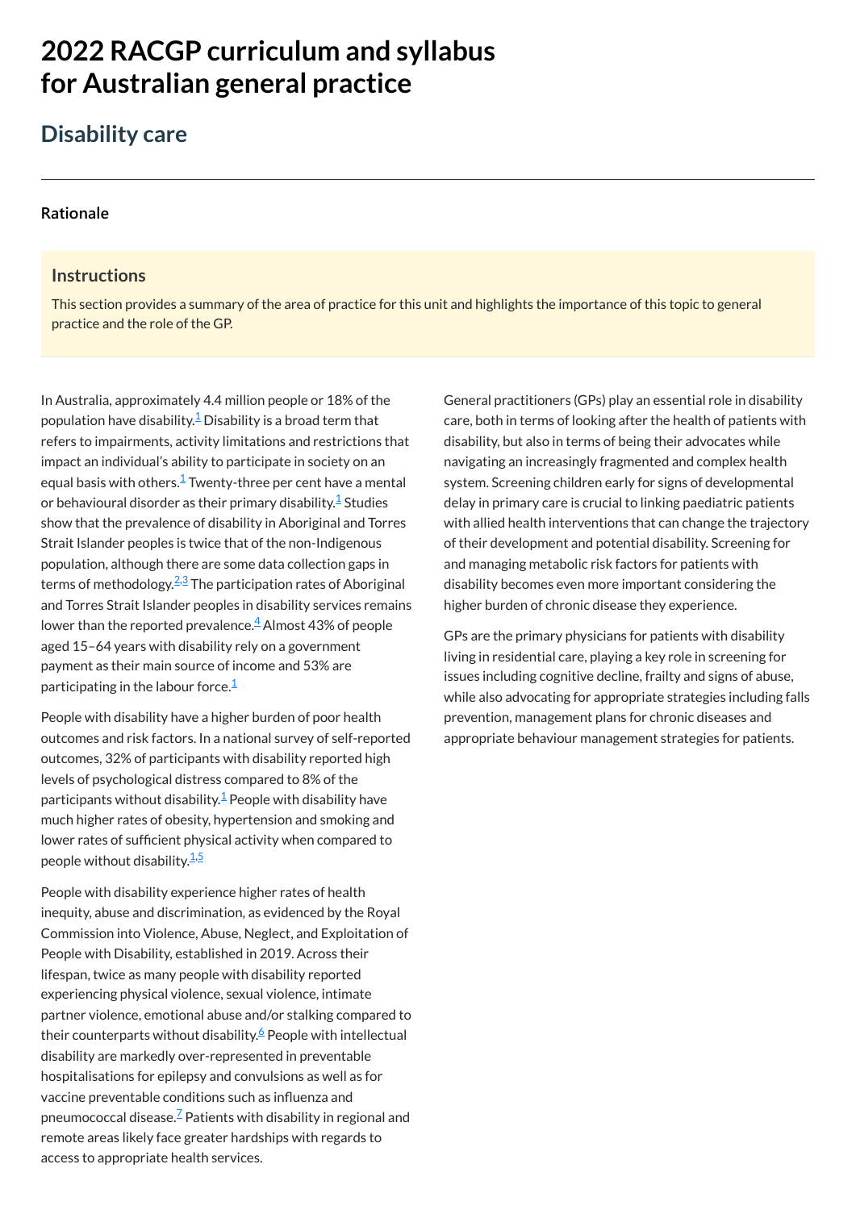# 2022 RACGP curriculum and syllabus for Australian general practice

## Disability care

### Rationale

#### Instructions

This section provides a summary of the area of practice for this unit and highlights the importance of this topic to general practice and the role of the GP.

In Australia, approximately 4.4 million people or 18% of the population have disability.[1] Disability is a broad term that refers to impairments, activity limitations and restrictions that impact an individual's ability to participate in society on an equal basis with others.[1] Twenty-three per cent have a mental or behavioural disorder as their primary disability.[1] Studies show that the prevalence of disability in Aboriginal and Torres Strait Islander peoples is twice that of the non-Indigenous population, although there are some data collection gaps in terms of methodology.[2,3] The participation rates of Aboriginal and Torres Strait Islander peoples in disability services remains lower than the reported prevalence.[4] Almost 43% of people aged 15–64 years with disability rely on a government payment as their main source of income and 53% are participating in the labour force.[1]

People with disability have a higher burden of poor health outcomes and risk factors. In a national survey of self-reported outcomes, 32% of participants with disability reported high levels of psychological distress compared to 8% of the participants without disability.[1] People with disability have much higher rates of obesity, hypertension and smoking and lower rates of sufficient physical activity when compared to people without disability.[1,5]

People with disability experience higher rates of health inequity, abuse and discrimination, as evidenced by the Royal Commission into Violence, Abuse, Neglect, and Exploitation of People with Disability, established in 2019. Across their lifespan, twice as many people with disability reported experiencing physical violence, sexual violence, intimate partner violence, emotional abuse and/or stalking compared to their counterparts without disability.[6] People with intellectual disability are markedly over-represented in preventable hospitalisations for epilepsy and convulsions as well as for vaccine preventable conditions such as influenza and pneumococcal disease.[7] Patients with disability in regional and remote areas likely face greater hardships with regards to access to appropriate health services.

General practitioners (GPs) play an essential role in disability care, both in terms of looking after the health of patients with disability, but also in terms of being their advocates while navigating an increasingly fragmented and complex health system. Screening children early for signs of developmental delay in primary care is crucial to linking paediatric patients with allied health interventions that can change the trajectory of their development and potential disability. Screening for and managing metabolic risk factors for patients with disability becomes even more important considering the higher burden of chronic disease they experience.

GPs are the primary physicians for patients with disability living in residential care, playing a key role in screening for issues including cognitive decline, frailty and signs of abuse, while also advocating for appropriate strategies including falls prevention, management plans for chronic diseases and appropriate behaviour management strategies for patients.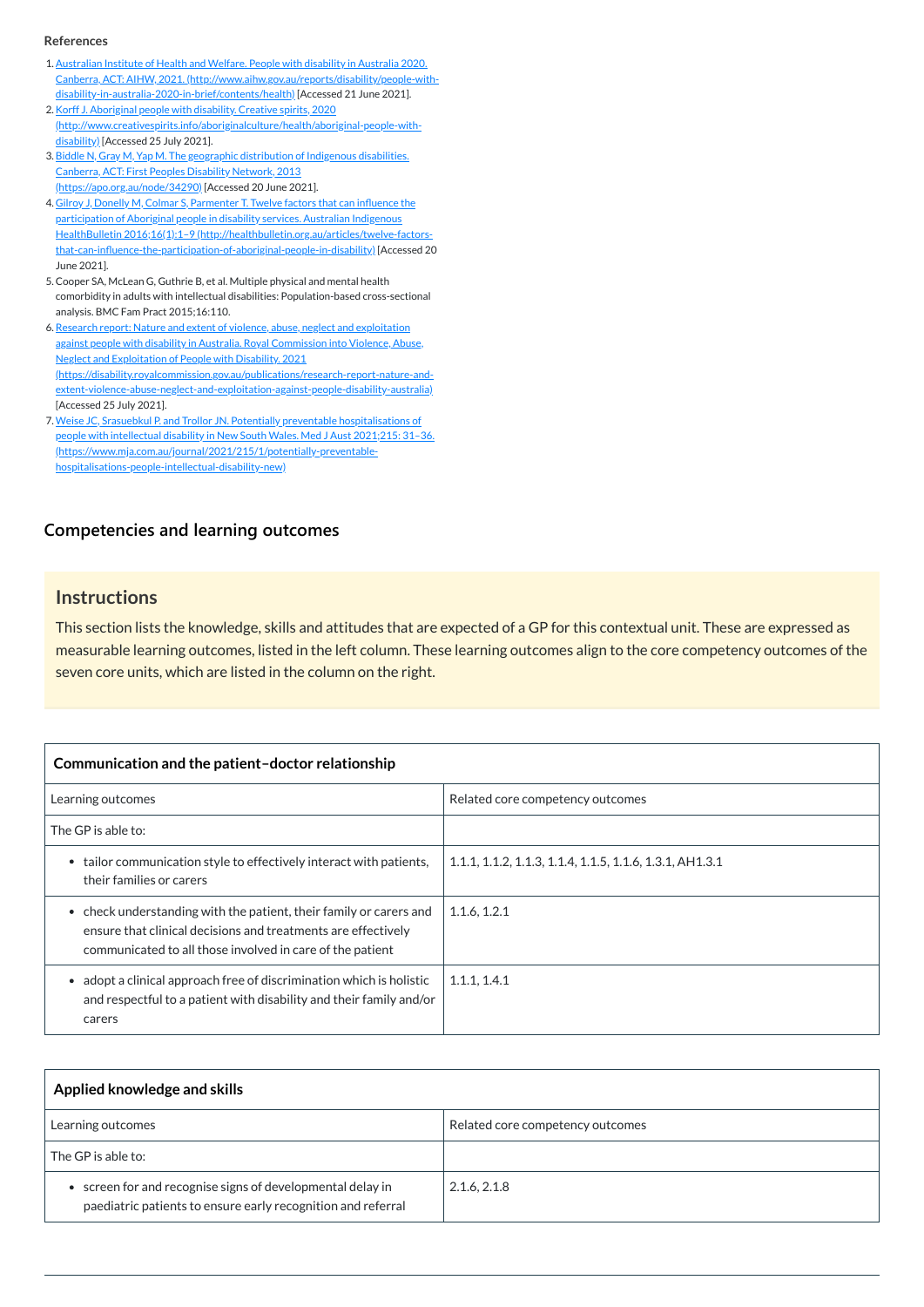**References**

1. Australian Institute of Health and Welfare. People with disability in Australia 2020. Canberra, ACT: AIHW, 2021. (http://www.aihw.gov.au/reports/disability/people-with-disability-in-australia-2020-in-brief/contents/health) [Accessed 21 June 2021].
2. Korff J. Aboriginal people with disability. Creative spirits, 2020 (http://www.creativespirits.info/aboriginalculture/health/aboriginal-people-with-disability) [Accessed 25 July 2021].
3. Biddle N, Gray M, Yap M. The geographic distribution of Indigenous disabilities. Canberra, ACT: First Peoples Disability Network, 2013 (https://apo.org.au/node/34290) [Accessed 20 June 2021].
4. Gilroy J, Donelly M, Colmar S, Parmenter T. Twelve factors that can influence the participation of Aboriginal people in disability services. Australian Indigenous HealthBulletin 2016;16(1):1–9 (http://healthbulletin.org.au/articles/twelve-factors-that-can-influence-the-participation-of-aboriginal-people-in-disability) [Accessed 20 June 2021].
5. Cooper SA, McLean G, Guthrie B, et al. Multiple physical and mental health comorbidity in adults with intellectual disabilities: Population-based cross-sectional analysis. BMC Fam Pract 2015;16:110.
6. Research report: Nature and extent of violence, abuse, neglect and exploitation against people with disability in Australia. Royal Commission into Violence, Abuse, Neglect and Exploitation of People with Disability, 2021 (https://disability.royalcommission.gov.au/publications/research-report-nature-and-extent-violence-abuse-neglect-and-exploitation-against-people-disability-australia) [Accessed 25 July 2021].
7. Weise JC, Srasuebkul P. and Trollor JN. Potentially preventable hospitalisations of people with intellectual disability in New South Wales. Med J Aust 2021;215: 31–36. (https://www.mja.com.au/journal/2021/215/1/potentially-preventable-hospitalisations-people-intellectual-disability-new)

## Competencies and learning outcomes

### Instructions

This section lists the knowledge, skills and attitudes that are expected of a GP for this contextual unit. These are expressed as measurable learning outcomes, listed in the left column. These learning outcomes align to the core competency outcomes of the seven core units, which are listed in the column on the right.

| **Communication and the patient–doctor relationship** | |
|---|---|
| Learning outcomes | Related core competency outcomes |
| The GP is able to: | |
| • tailor communication style to effectively interact with patients, their families or carers | 1.1.1, 1.1.2, 1.1.3, 1.1.4, 1.1.5, 1.1.6, 1.3.1, AH1.3.1 |
| • check understanding with the patient, their family or carers and ensure that clinical decisions and treatments are effectively communicated to all those involved in care of the patient | 1.1.6, 1.2.1 |
| • adopt a clinical approach free of discrimination which is holistic and respectful to a patient with disability and their family and/or carers | 1.1.1, 1.4.1 |

| **Applied knowledge and skills** | |
|---|---|
| Learning outcomes | Related core competency outcomes |
| The GP is able to: | |
| • screen for and recognise signs of developmental delay in paediatric patients to ensure early recognition and referral | 2.1.6, 2.1.8 |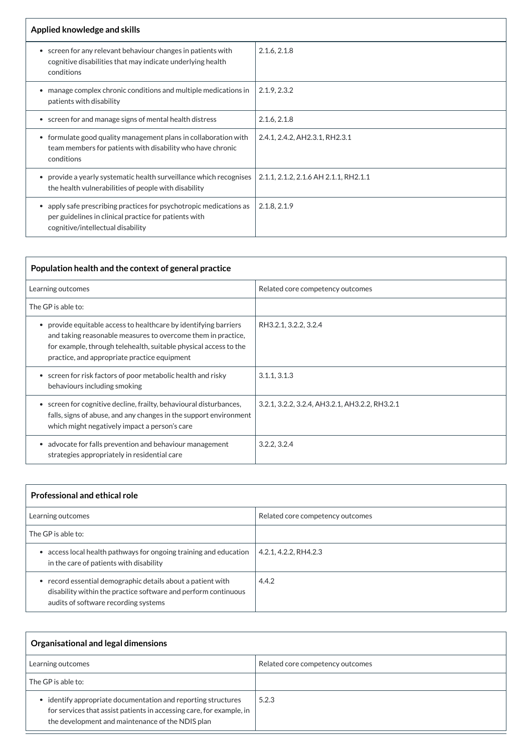| Applied knowledge and skills | |
|---|---|
| • screen for any relevant behaviour changes in patients with cognitive disabilities that may indicate underlying health conditions | 2.1.6, 2.1.8 |
| • manage complex chronic conditions and multiple medications in patients with disability | 2.1.9, 2.3.2 |
| • screen for and manage signs of mental health distress | 2.1.6, 2.1.8 |
| • formulate good quality management plans in collaboration with team members for patients with disability who have chronic conditions | 2.4.1, 2.4.2, AH2.3.1, RH2.3.1 |
| • provide a yearly systematic health surveillance which recognises the health vulnerabilities of people with disability | 2.1.1, 2.1.2, 2.1.6 AH 2.1.1, RH2.1.1 |
| • apply safe prescribing practices for psychotropic medications as per guidelines in clinical practice for patients with cognitive/intellectual disability | 2.1.8, 2.1.9 |

| Population health and the context of general practice | |
|---|---|
| Learning outcomes | Related core competency outcomes |
| The GP is able to: | |
| • provide equitable access to healthcare by identifying barriers and taking reasonable measures to overcome them in practice, for example, through telehealth, suitable physical access to the practice, and appropriate practice equipment | RH3.2.1, 3.2.2, 3.2.4 |
| • screen for risk factors of poor metabolic health and risky behaviours including smoking | 3.1.1, 3.1.3 |
| • screen for cognitive decline, frailty, behavioural disturbances, falls, signs of abuse, and any changes in the support environment which might negatively impact a person's care | 3.2.1, 3.2.2, 3.2.4, AH3.2.1, AH3.2.2, RH3.2.1 |
| • advocate for falls prevention and behaviour management strategies appropriately in residential care | 3.2.2, 3.2.4 |

| Professional and ethical role | |
|---|---|
| Learning outcomes | Related core competency outcomes |
| The GP is able to: | |
| • access local health pathways for ongoing training and education in the care of patients with disability | 4.2.1, 4.2.2, RH4.2.3 |
| • record essential demographic details about a patient with disability within the practice software and perform continuous audits of software recording systems | 4.4.2 |

| Organisational and legal dimensions | |
|---|---|
| Learning outcomes | Related core competency outcomes |
| The GP is able to: | |
| • identify appropriate documentation and reporting structures for services that assist patients in accessing care, for example, in the development and maintenance of the NDIS plan | 5.2.3 |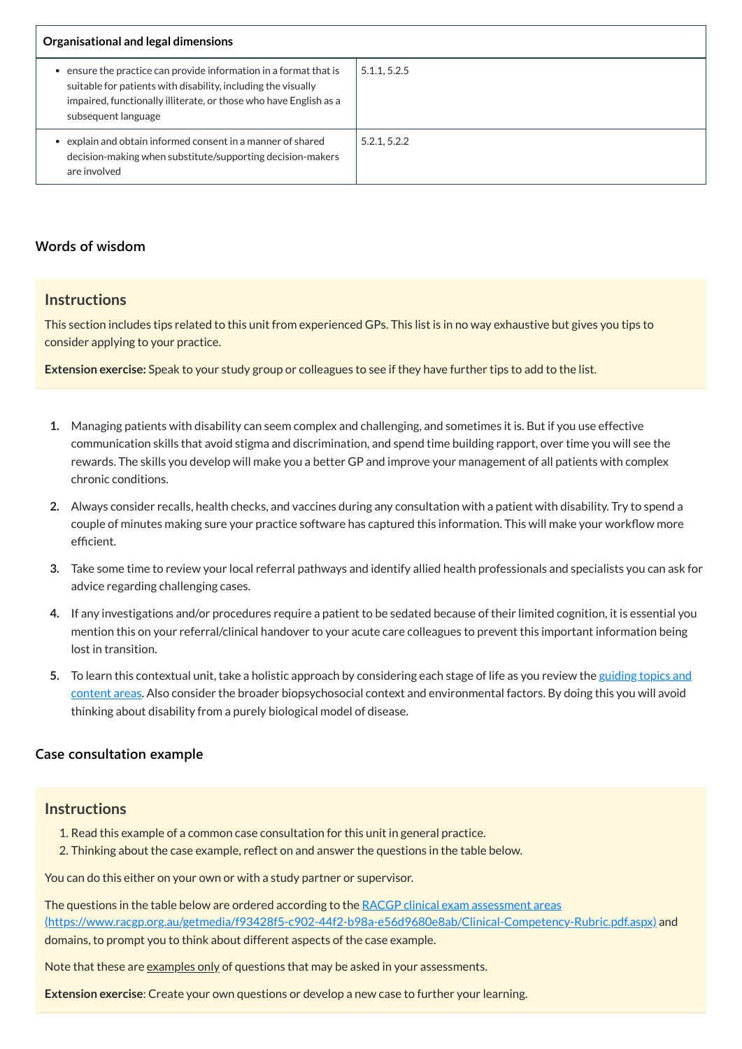| Organisational and legal dimensions | |
| --- | --- |
| • ensure the practice can provide information in a format that is suitable for patients with disability, including the visually impaired, functionally illiterate, or those who have English as a subsequent language | 5.1.1, 5.2.5 |
| • explain and obtain informed consent in a manner of shared decision-making when substitute/supporting decision-makers are involved | 5.2.1, 5.2.2 |

### Words of wisdom

> **Instructions**
>
> This section includes tips related to this unit from experienced GPs. This list is in no way exhaustive but gives you tips to consider applying to your practice.
>
> **Extension exercise:** Speak to your study group or colleagues to see if they have further tips to add to the list.

1. Managing patients with disability can seem complex and challenging, and sometimes it is. But if you use effective communication skills that avoid stigma and discrimination, and spend time building rapport, over time you will see the rewards. The skills you develop will make you a better GP and improve your management of all patients with complex chronic conditions.
2. Always consider recalls, health checks, and vaccines during any consultation with a patient with disability. Try to spend a couple of minutes making sure your practice software has captured this information. This will make your workflow more efficient.
3. Take some time to review your local referral pathways and identify allied health professionals and specialists you can ask for advice regarding challenging cases.
4. If any investigations and/or procedures require a patient to be sedated because of their limited cognition, it is essential you mention this on your referral/clinical handover to your acute care colleagues to prevent this important information being lost in transition.
5. To learn this contextual unit, take a holistic approach by considering each stage of life as you review the guiding topics and content areas. Also consider the broader biopsychosocial context and environmental factors. By doing this you will avoid thinking about disability from a purely biological model of disease.

### Case consultation example

> **Instructions**
>
> 1. Read this example of a common case consultation for this unit in general practice.
> 2. Thinking about the case example, reflect on and answer the questions in the table below.
>
> You can do this either on your own or with a study partner or supervisor.
>
> The questions in the table below are ordered according to the RACGP clinical exam assessment areas (https://www.racgp.org.au/getmedia/f93428f5-c902-44f2-b98a-e56d9680e8ab/Clinical-Competency-Rubric.pdf.aspx) and domains, to prompt you to think about different aspects of the case example.
>
> Note that these are examples only of questions that may be asked in your assessments.
>
> **Extension exercise**: Create your own questions or develop a new case to further your learning.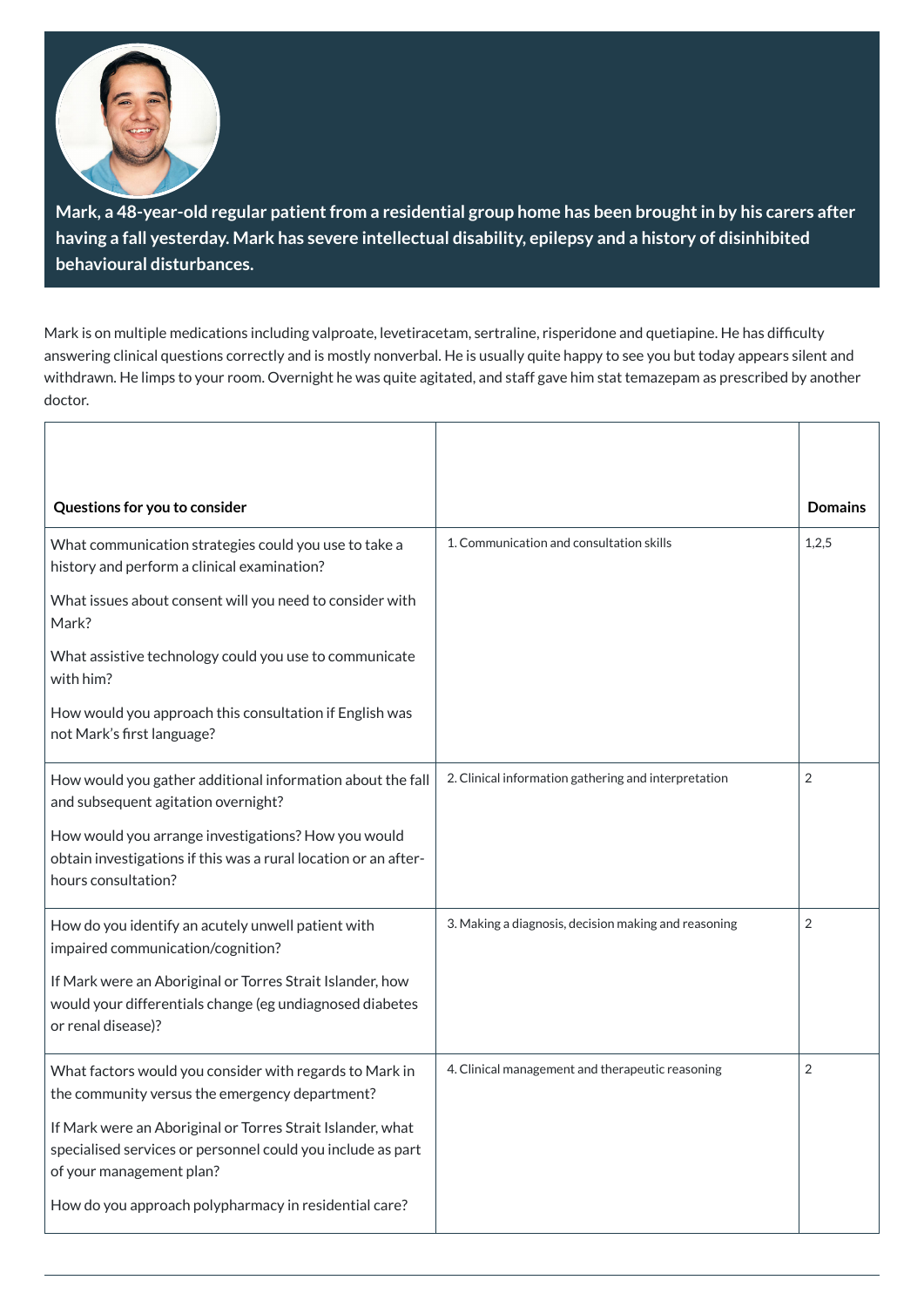**Mark, a 48-year-old regular patient from a residential group home has been brought in by his carers after having a fall yesterday. Mark has severe intellectual disability, epilepsy and a history of disinhibited behavioural disturbances.**

Mark is on multiple medications including valproate, levetiracetam, sertraline, risperidone and quetiapine. He has difficulty answering clinical questions correctly and is mostly nonverbal. He is usually quite happy to see you but today appears silent and withdrawn. He limps to your room. Overnight he was quite agitated, and staff gave him stat temazepam as prescribed by another doctor.

| Questions for you to consider | | Domains |
|---|---|---|
| What communication strategies could you use to take a history and perform a clinical examination?<br><br>What issues about consent will you need to consider with Mark?<br><br>What assistive technology could you use to communicate with him?<br><br>How would you approach this consultation if English was not Mark's first language? | 1. Communication and consultation skills | 1,2,5 |
| How would you gather additional information about the fall and subsequent agitation overnight?<br><br>How would you arrange investigations? How you would obtain investigations if this was a rural location or an after-hours consultation? | 2. Clinical information gathering and interpretation | 2 |
| How do you identify an acutely unwell patient with impaired communication/cognition?<br><br>If Mark were an Aboriginal or Torres Strait Islander, how would your differentials change (eg undiagnosed diabetes or renal disease)? | 3. Making a diagnosis, decision making and reasoning | 2 |
| What factors would you consider with regards to Mark in the community versus the emergency department?<br><br>If Mark were an Aboriginal or Torres Strait Islander, what specialised services or personnel could you include as part of your management plan?<br><br>How do you approach polypharmacy in residential care? | 4. Clinical management and therapeutic reasoning | 2 |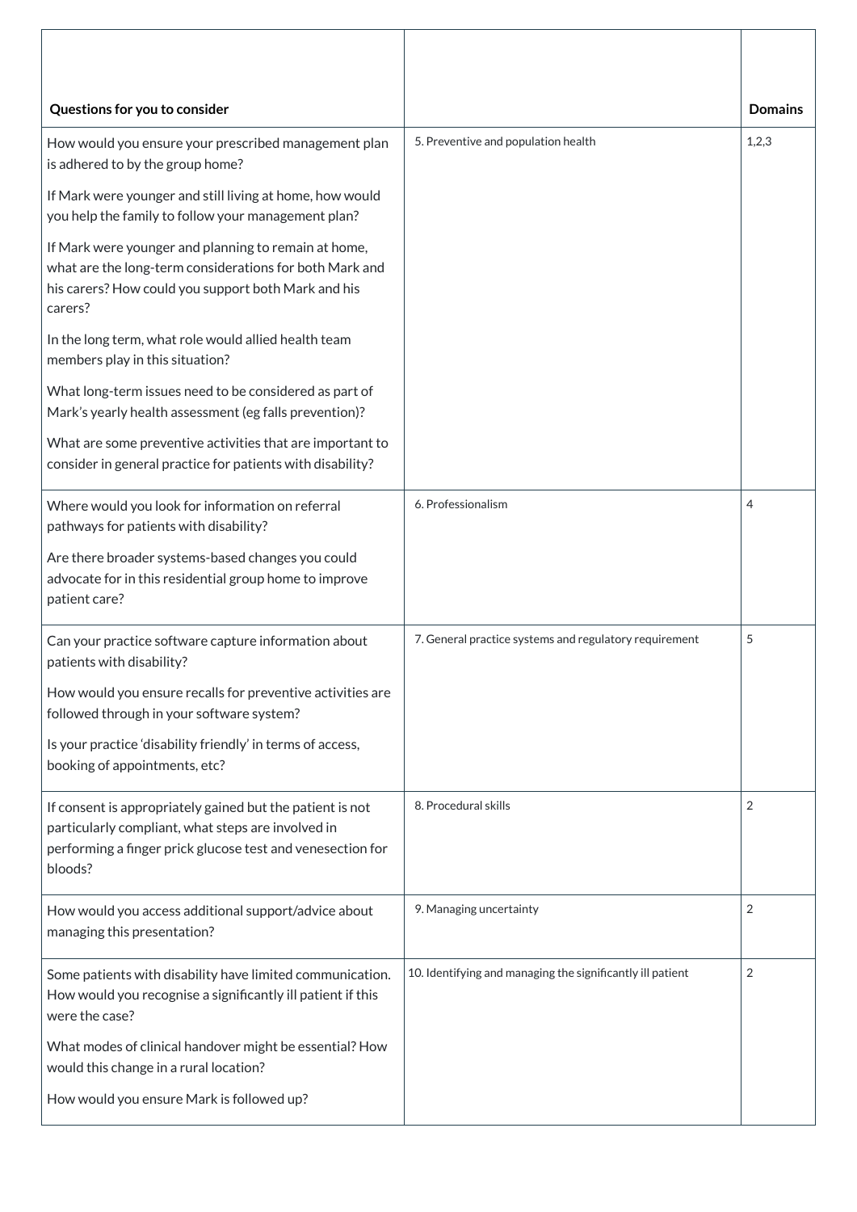| Questions for you to consider | | Domains |
|---|---|---|
| How would you ensure your prescribed management plan is adhered to by the group home?<br><br>If Mark were younger and still living at home, how would you help the family to follow your management plan?<br><br>If Mark were younger and planning to remain at home, what are the long-term considerations for both Mark and his carers? How could you support both Mark and his carers?<br><br>In the long term, what role would allied health team members play in this situation?<br><br>What long-term issues need to be considered as part of Mark's yearly health assessment (eg falls prevention)?<br><br>What are some preventive activities that are important to consider in general practice for patients with disability? | 5. Preventive and population health | 1,2,3 |
| Where would you look for information on referral pathways for patients with disability?<br><br>Are there broader systems-based changes you could advocate for in this residential group home to improve patient care? | 6. Professionalism | 4 |
| Can your practice software capture information about patients with disability?<br><br>How would you ensure recalls for preventive activities are followed through in your software system?<br><br>Is your practice 'disability friendly' in terms of access, booking of appointments, etc? | 7. General practice systems and regulatory requirement | 5 |
| If consent is appropriately gained but the patient is not particularly compliant, what steps are involved in performing a finger prick glucose test and venesection for bloods? | 8. Procedural skills | 2 |
| How would you access additional support/advice about managing this presentation? | 9. Managing uncertainty | 2 |
| Some patients with disability have limited communication. How would you recognise a significantly ill patient if this were the case?<br><br>What modes of clinical handover might be essential? How would this change in a rural location?<br><br>How would you ensure Mark is followed up? | 10. Identifying and managing the significantly ill patient | 2 |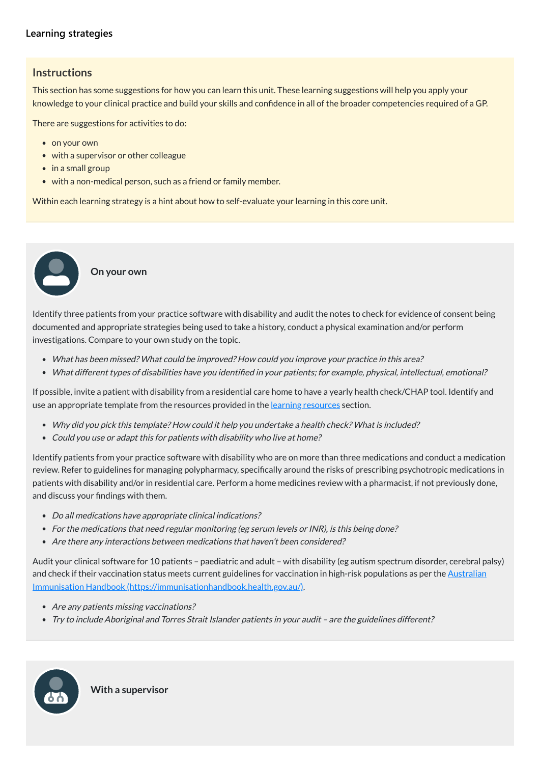## Learning strategies

### Instructions

This section has some suggestions for how you can learn this unit. These learning suggestions will help you apply your knowledge to your clinical practice and build your skills and confidence in all of the broader competencies required of a GP.

There are suggestions for activities to do:

- on your own
- with a supervisor or other colleague
- in a small group
- with a non-medical person, such as a friend or family member.

Within each learning strategy is a hint about how to self-evaluate your learning in this core unit.

### On your own

Identify three patients from your practice software with disability and audit the notes to check for evidence of consent being documented and appropriate strategies being used to take a history, conduct a physical examination and/or perform investigations. Compare to your own study on the topic.

- *What has been missed? What could be improved? How could you improve your practice in this area?*
- *What different types of disabilities have you identified in your patients; for example, physical, intellectual, emotional?*

If possible, invite a patient with disability from a residential care home to have a yearly health check/CHAP tool. Identify and use an appropriate template from the resources provided in the [learning resources](#) section.

- *Why did you pick this template? How could it help you undertake a health check? What is included?*
- *Could you use or adapt this for patients with disability who live at home?*

Identify patients from your practice software with disability who are on more than three medications and conduct a medication review. Refer to guidelines for managing polypharmacy, specifically around the risks of prescribing psychotropic medications in patients with disability and/or in residential care. Perform a home medicines review with a pharmacist, if not previously done, and discuss your findings with them.

- *Do all medications have appropriate clinical indications?*
- *For the medications that need regular monitoring (eg serum levels or INR), is this being done?*
- *Are there any interactions between medications that haven't been considered?*

Audit your clinical software for 10 patients – paediatric and adult – with disability (eg autism spectrum disorder, cerebral palsy) and check if their vaccination status meets current guidelines for vaccination in high-risk populations as per the [Australian Immunisation Handbook (https://immunisationhandbook.health.gov.au/)](https://immunisationhandbook.health.gov.au/).

- *Are any patients missing vaccinations?*
- *Try to include Aboriginal and Torres Strait Islander patients in your audit – are the guidelines different?*

### With a supervisor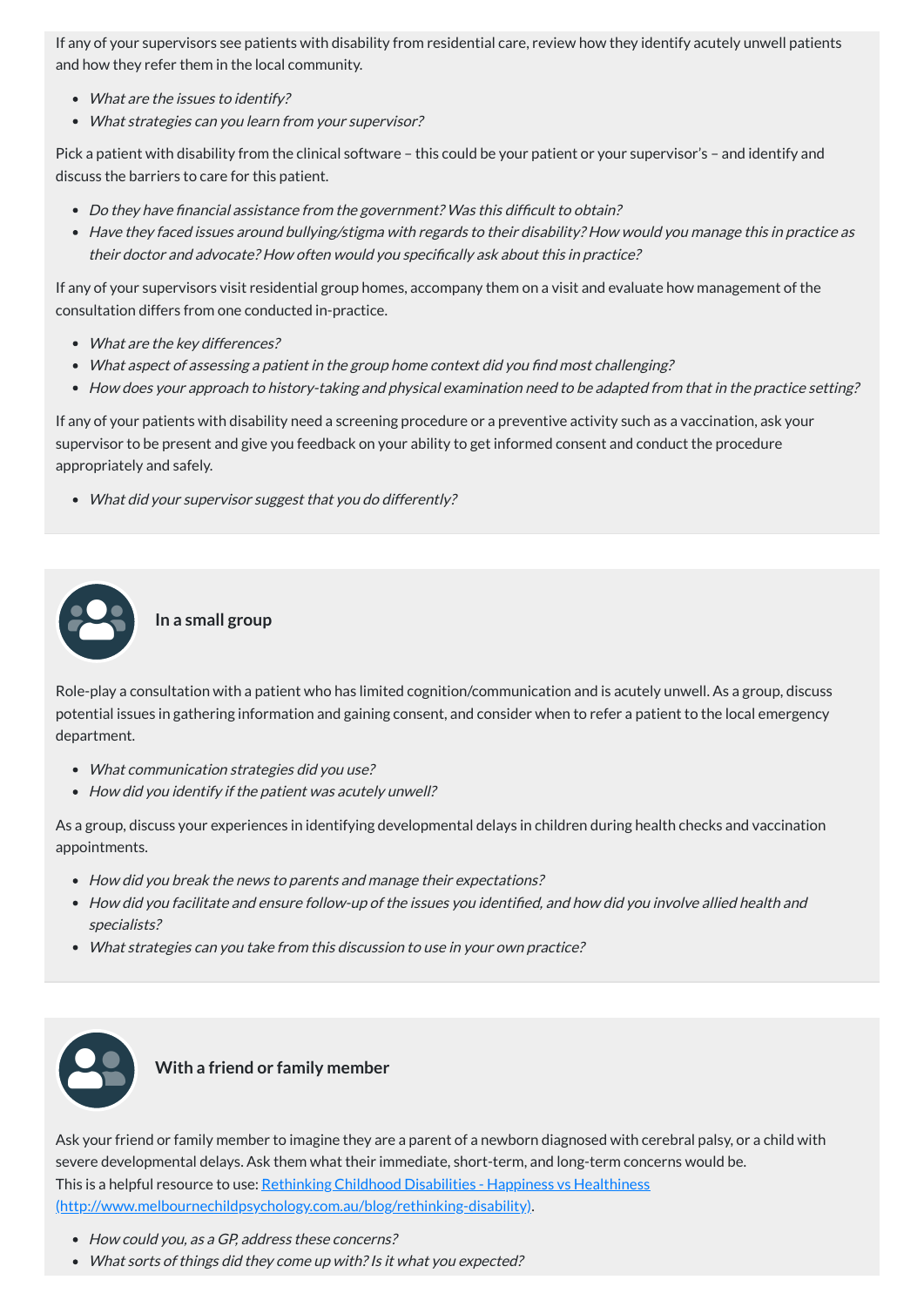If any of your supervisors see patients with disability from residential care, review how they identify acutely unwell patients and how they refer them in the local community.

- *What are the issues to identify?*
- *What strategies can you learn from your supervisor?*

Pick a patient with disability from the clinical software – this could be your patient or your supervisor's – and identify and discuss the barriers to care for this patient.

- *Do they have financial assistance from the government? Was this difficult to obtain?*
- *Have they faced issues around bullying/stigma with regards to their disability? How would you manage this in practice as their doctor and advocate? How often would you specifically ask about this in practice?*

If any of your supervisors visit residential group homes, accompany them on a visit and evaluate how management of the consultation differs from one conducted in-practice.

- *What are the key differences?*
- *What aspect of assessing a patient in the group home context did you find most challenging?*
- *How does your approach to history-taking and physical examination need to be adapted from that in the practice setting?*

If any of your patients with disability need a screening procedure or a preventive activity such as a vaccination, ask your supervisor to be present and give you feedback on your ability to get informed consent and conduct the procedure appropriately and safely.

- *What did your supervisor suggest that you do differently?*

### In a small group

Role-play a consultation with a patient who has limited cognition/communication and is acutely unwell. As a group, discuss potential issues in gathering information and gaining consent, and consider when to refer a patient to the local emergency department.

- *What communication strategies did you use?*
- *How did you identify if the patient was acutely unwell?*

As a group, discuss your experiences in identifying developmental delays in children during health checks and vaccination appointments.

- *How did you break the news to parents and manage their expectations?*
- *How did you facilitate and ensure follow-up of the issues you identified, and how did you involve allied health and specialists?*
- *What strategies can you take from this discussion to use in your own practice?*

### With a friend or family member

Ask your friend or family member to imagine they are a parent of a newborn diagnosed with cerebral palsy, or a child with severe developmental delays. Ask them what their immediate, short-term, and long-term concerns would be.
This is a helpful resource to use: [Rethinking Childhood Disabilities - Happiness vs Healthiness (http://www.melbournechildpsychology.com.au/blog/rethinking-disability)](http://www.melbournechildpsychology.com.au/blog/rethinking-disability).

- *How could you, as a GP, address these concerns?*
- *What sorts of things did they come up with? Is it what you expected?*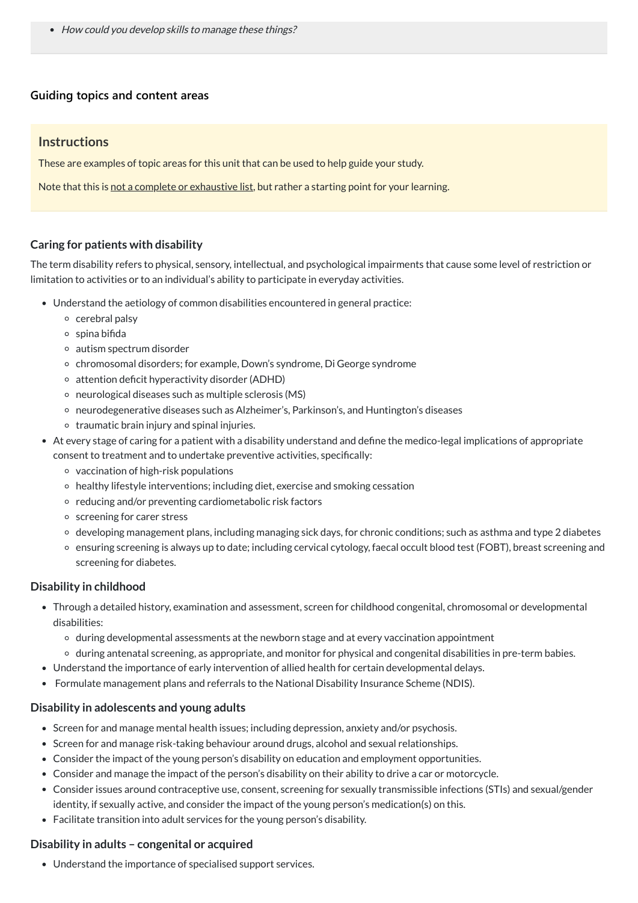- *How could you develop skills to manage these things?*

### Guiding topics and content areas

> **Instructions**
>
> These are examples of topic areas for this unit that can be used to help guide your study.
>
> Note that this is not a complete or exhaustive list, but rather a starting point for your learning.

#### Caring for patients with disability

The term disability refers to physical, sensory, intellectual, and psychological impairments that cause some level of restriction or limitation to activities or to an individual's ability to participate in everyday activities.

- Understand the aetiology of common disabilities encountered in general practice:
  - cerebral palsy
  - spina bifida
  - autism spectrum disorder
  - chromosomal disorders; for example, Down's syndrome, Di George syndrome
  - attention deficit hyperactivity disorder (ADHD)
  - neurological diseases such as multiple sclerosis (MS)
  - neurodegenerative diseases such as Alzheimer's, Parkinson's, and Huntington's diseases
  - traumatic brain injury and spinal injuries.
- At every stage of caring for a patient with a disability understand and define the medico-legal implications of appropriate consent to treatment and to undertake preventive activities, specifically:
  - vaccination of high-risk populations
  - healthy lifestyle interventions; including diet, exercise and smoking cessation
  - reducing and/or preventing cardiometabolic risk factors
  - screening for carer stress
  - developing management plans, including managing sick days, for chronic conditions; such as asthma and type 2 diabetes
  - ensuring screening is always up to date; including cervical cytology, faecal occult blood test (FOBT), breast screening and screening for diabetes.

#### Disability in childhood

- Through a detailed history, examination and assessment, screen for childhood congenital, chromosomal or developmental disabilities:
  - during developmental assessments at the newborn stage and at every vaccination appointment
  - during antenatal screening, as appropriate, and monitor for physical and congenital disabilities in pre-term babies.
- Understand the importance of early intervention of allied health for certain developmental delays.
- Formulate management plans and referrals to the National Disability Insurance Scheme (NDIS).

#### Disability in adolescents and young adults

- Screen for and manage mental health issues; including depression, anxiety and/or psychosis.
- Screen for and manage risk-taking behaviour around drugs, alcohol and sexual relationships.
- Consider the impact of the young person's disability on education and employment opportunities.
- Consider and manage the impact of the person's disability on their ability to drive a car or motorcycle.
- Consider issues around contraceptive use, consent, screening for sexually transmissible infections (STIs) and sexual/gender identity, if sexually active, and consider the impact of the young person's medication(s) on this.
- Facilitate transition into adult services for the young person's disability.

#### Disability in adults – congenital or acquired

- Understand the importance of specialised support services.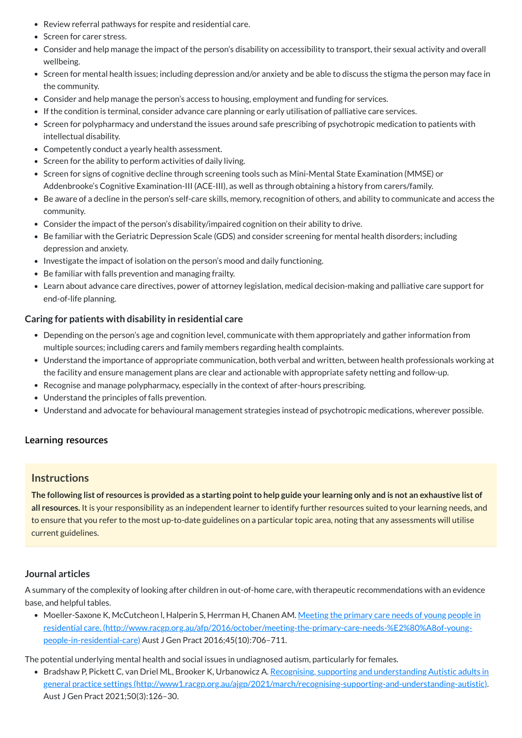- Review referral pathways for respite and residential care.
- Screen for carer stress.
- Consider and help manage the impact of the person's disability on accessibility to transport, their sexual activity and overall wellbeing.
- Screen for mental health issues; including depression and/or anxiety and be able to discuss the stigma the person may face in the community.
- Consider and help manage the person's access to housing, employment and funding for services.
- If the condition is terminal, consider advance care planning or early utilisation of palliative care services.
- Screen for polypharmacy and understand the issues around safe prescribing of psychotropic medication to patients with intellectual disability.
- Competently conduct a yearly health assessment.
- Screen for the ability to perform activities of daily living.
- Screen for signs of cognitive decline through screening tools such as Mini-Mental State Examination (MMSE) or Addenbrooke's Cognitive Examination-III (ACE-III), as well as through obtaining a history from carers/family.
- Be aware of a decline in the person's self-care skills, memory, recognition of others, and ability to communicate and access the community.
- Consider the impact of the person's disability/impaired cognition on their ability to drive.
- Be familiar with the Geriatric Depression Scale (GDS) and consider screening for mental health disorders; including depression and anxiety.
- Investigate the impact of isolation on the person's mood and daily functioning.
- Be familiar with falls prevention and managing frailty.
- Learn about advance care directives, power of attorney legislation, medical decision-making and palliative care support for end-of-life planning.

### Caring for patients with disability in residential care

- Depending on the person's age and cognition level, communicate with them appropriately and gather information from multiple sources; including carers and family members regarding health complaints.
- Understand the importance of appropriate communication, both verbal and written, between health professionals working at the facility and ensure management plans are clear and actionable with appropriate safety netting and follow-up.
- Recognise and manage polypharmacy, especially in the context of after-hours prescribing.
- Understand the principles of falls prevention.
- Understand and advocate for behavioural management strategies instead of psychotropic medications, wherever possible.

## Learning resources

### Instructions

**The following list of resources is provided as a starting point to help guide your learning only and is not an exhaustive list of all resources.** It is your responsibility as an independent learner to identify further resources suited to your learning needs, and to ensure that you refer to the most up-to-date guidelines on a particular topic area, noting that any assessments will utilise current guidelines.

### Journal articles

A summary of the complexity of looking after children in out-of-home care, with therapeutic recommendations with an evidence base, and helpful tables.

- Moeller-Saxone K, McCutcheon l, Halperin S, Herrman H, Chanen AM. [Meeting the primary care needs of young people in residential care. (http://www.racgp.org.au/afp/2016/october/meeting-the-primary-care-needs-%E2%80%A8of-young-people-in-residential-care)](http://www.racgp.org.au/afp/2016/october/meeting-the-primary-care-needs-%E2%80%A8of-young-people-in-residential-care) Aust J Gen Pract 2016;45(10):706–711.

The potential underlying mental health and social issues in undiagnosed autism, particularly for females.

- Bradshaw P, Pickett C, van Driel ML, Brooker K, Urbanowicz A. [Recognising, supporting and understanding Autistic adults in general practice settings (http://www1.racgp.org.au/ajgp/2021/march/recognising-supporting-and-understanding-autistic)](http://www1.racgp.org.au/ajgp/2021/march/recognising-supporting-and-understanding-autistic). Aust J Gen Pract 2021;50(3):126–30.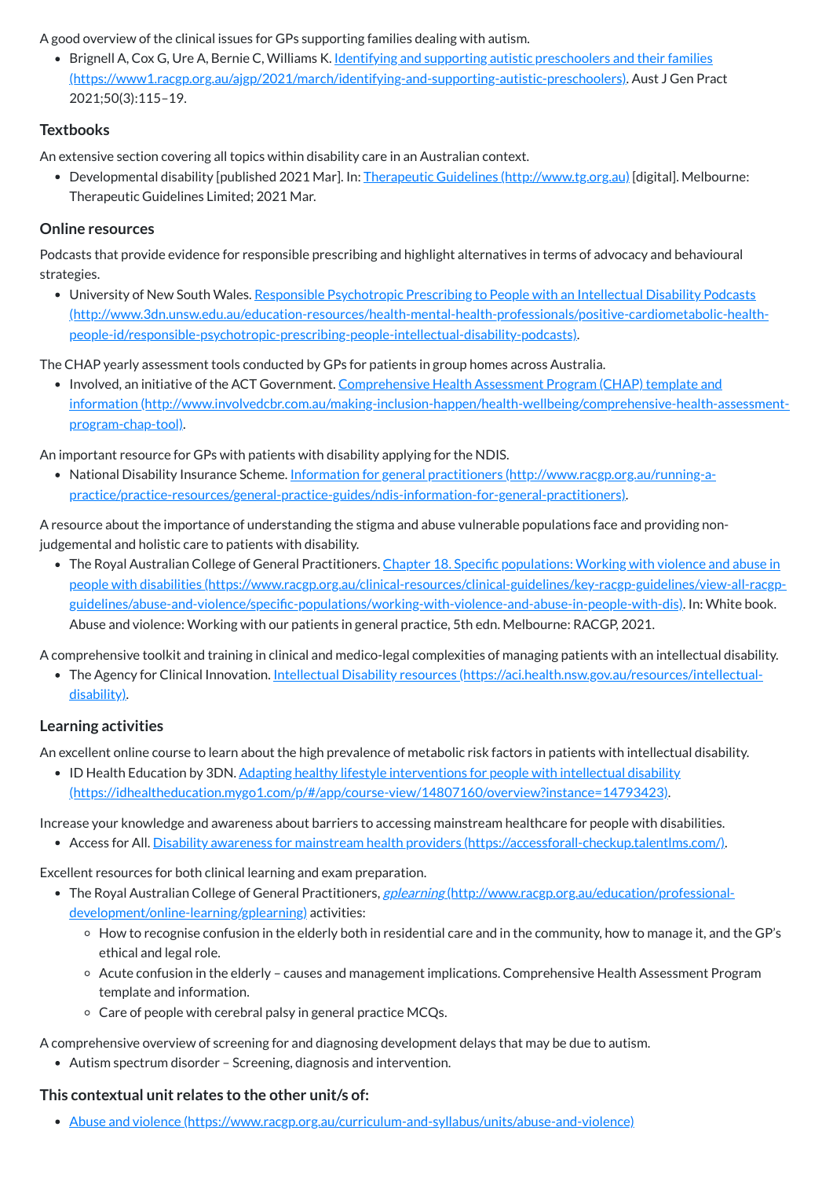A good overview of the clinical issues for GPs supporting families dealing with autism.

- Brignell A, Cox G, Ure A, Bernie C, Williams K. [Identifying and supporting autistic preschoolers and their families (https://www1.racgp.org.au/ajgp/2021/march/identifying-and-supporting-autistic-preschoolers)](https://www1.racgp.org.au/ajgp/2021/march/identifying-and-supporting-autistic-preschoolers). Aust J Gen Pract 2021;50(3):115–19.

### Textbooks

An extensive section covering all topics within disability care in an Australian context.

- Developmental disability [published 2021 Mar]. In: [Therapeutic Guidelines (http://www.tg.org.au)](http://www.tg.org.au) [digital]. Melbourne: Therapeutic Guidelines Limited; 2021 Mar.

### Online resources

Podcasts that provide evidence for responsible prescribing and highlight alternatives in terms of advocacy and behavioural strategies.

- University of New South Wales. [Responsible Psychotropic Prescribing to People with an Intellectual Disability Podcasts (http://www.3dn.unsw.edu.au/education-resources/health-mental-health-professionals/positive-cardiometabolic-health-people-id/responsible-psychotropic-prescribing-people-intellectual-disability-podcasts)](http://www.3dn.unsw.edu.au/education-resources/health-mental-health-professionals/positive-cardiometabolic-health-people-id/responsible-psychotropic-prescribing-people-intellectual-disability-podcasts).

The CHAP yearly assessment tools conducted by GPs for patients in group homes across Australia.

- Involved, an initiative of the ACT Government. [Comprehensive Health Assessment Program (CHAP) template and information (http://www.involvedcbr.com.au/making-inclusion-happen/health-wellbeing/comprehensive-health-assessment-program-chap-tool)](http://www.involvedcbr.com.au/making-inclusion-happen/health-wellbeing/comprehensive-health-assessment-program-chap-tool).

An important resource for GPs with patients with disability applying for the NDIS.

- National Disability Insurance Scheme. [Information for general practitioners (http://www.racgp.org.au/running-a-practice/practice-resources/general-practice-guides/ndis-information-for-general-practitioners)](http://www.racgp.org.au/running-a-practice/practice-resources/general-practice-guides/ndis-information-for-general-practitioners).

A resource about the importance of understanding the stigma and abuse vulnerable populations face and providing non-judgemental and holistic care to patients with disability.

- The Royal Australian College of General Practitioners. [Chapter 18. Specific populations: Working with violence and abuse in people with disabilities (https://www.racgp.org.au/clinical-resources/clinical-guidelines/key-racgp-guidelines/view-all-racgp-guidelines/abuse-and-violence/specific-populations/working-with-violence-and-abuse-in-people-with-dis)](https://www.racgp.org.au/clinical-resources/clinical-guidelines/key-racgp-guidelines/view-all-racgp-guidelines/abuse-and-violence/specific-populations/working-with-violence-and-abuse-in-people-with-dis). In: White book. Abuse and violence: Working with our patients in general practice, 5th edn. Melbourne: RACGP, 2021.

A comprehensive toolkit and training in clinical and medico-legal complexities of managing patients with an intellectual disability.

- The Agency for Clinical Innovation. [Intellectual Disability resources (https://aci.health.nsw.gov.au/resources/intellectual-disability)](https://aci.health.nsw.gov.au/resources/intellectual-disability).

### Learning activities

An excellent online course to learn about the high prevalence of metabolic risk factors in patients with intellectual disability.

- ID Health Education by 3DN. [Adapting healthy lifestyle interventions for people with intellectual disability (https://idhealtheducation.mygo1.com/p/#/app/course-view/14807160/overview?instance=14793423)](https://idhealtheducation.mygo1.com/p/#/app/course-view/14807160/overview?instance=14793423).

Increase your knowledge and awareness about barriers to accessing mainstream healthcare for people with disabilities.

- Access for All. [Disability awareness for mainstream health providers (https://accessforall-checkup.talentlms.com/)](https://accessforall-checkup.talentlms.com/).

Excellent resources for both clinical learning and exam preparation.

- The Royal Australian College of General Practitioners, [*gplearning* (http://www.racgp.org.au/education/professional-development/online-learning/gplearning)](http://www.racgp.org.au/education/professional-development/online-learning/gplearning) activities:
  - How to recognise confusion in the elderly both in residential care and in the community, how to manage it, and the GP's ethical and legal role.
  - Acute confusion in the elderly – causes and management implications. Comprehensive Health Assessment Program template and information.
  - Care of people with cerebral palsy in general practice MCQs.

A comprehensive overview of screening for and diagnosing development delays that may be due to autism.

- Autism spectrum disorder – Screening, diagnosis and intervention.

### This contextual unit relates to the other unit/s of:

- [Abuse and violence (https://www.racgp.org.au/curriculum-and-syllabus/units/abuse-and-violence)](https://www.racgp.org.au/curriculum-and-syllabus/units/abuse-and-violence)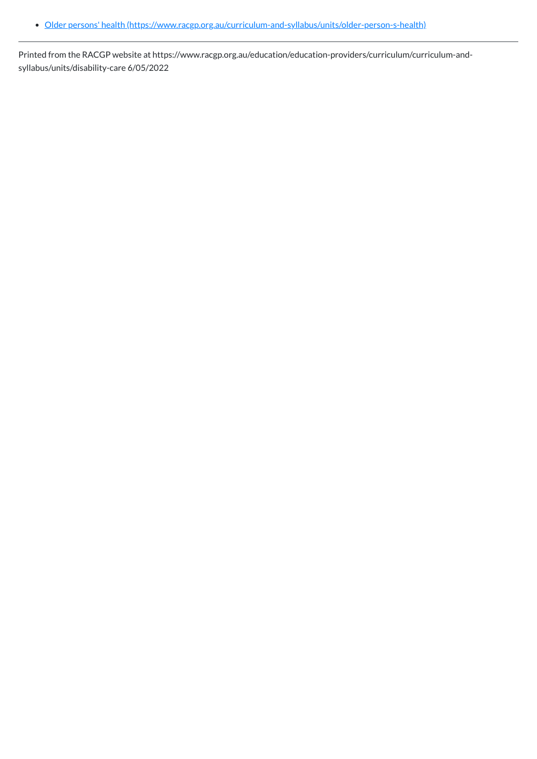- [Older persons' health (https://www.racgp.org.au/curriculum-and-syllabus/units/older-person-s-health)](https://www.racgp.org.au/curriculum-and-syllabus/units/older-person-s-health)

---

Printed from the RACGP website at https://www.racgp.org.au/education/education-providers/curriculum/curriculum-and-syllabus/units/disability-care 6/05/2022